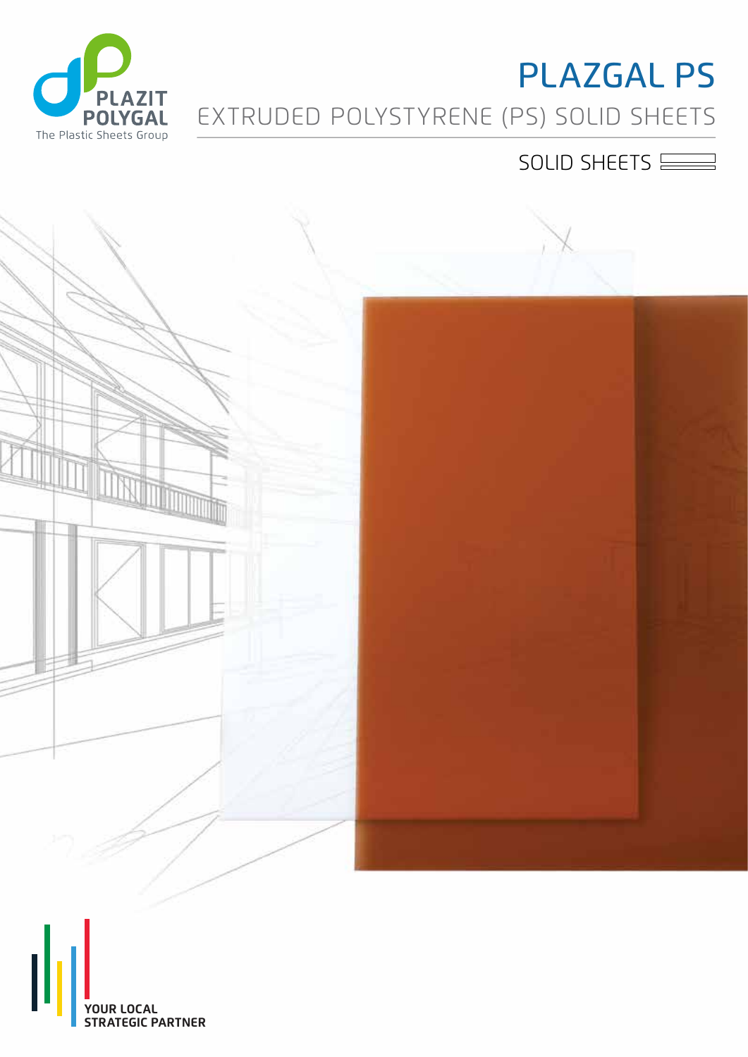PLAZIT POLYGAL

The Plastic Sheets Group

# PLAZGAL PS

## EXTRUDED POLYSTYRENE (PS) SOLID SHEETS

SOLID SHEETS

YOUR LOCAL STRATEGIC PARTNER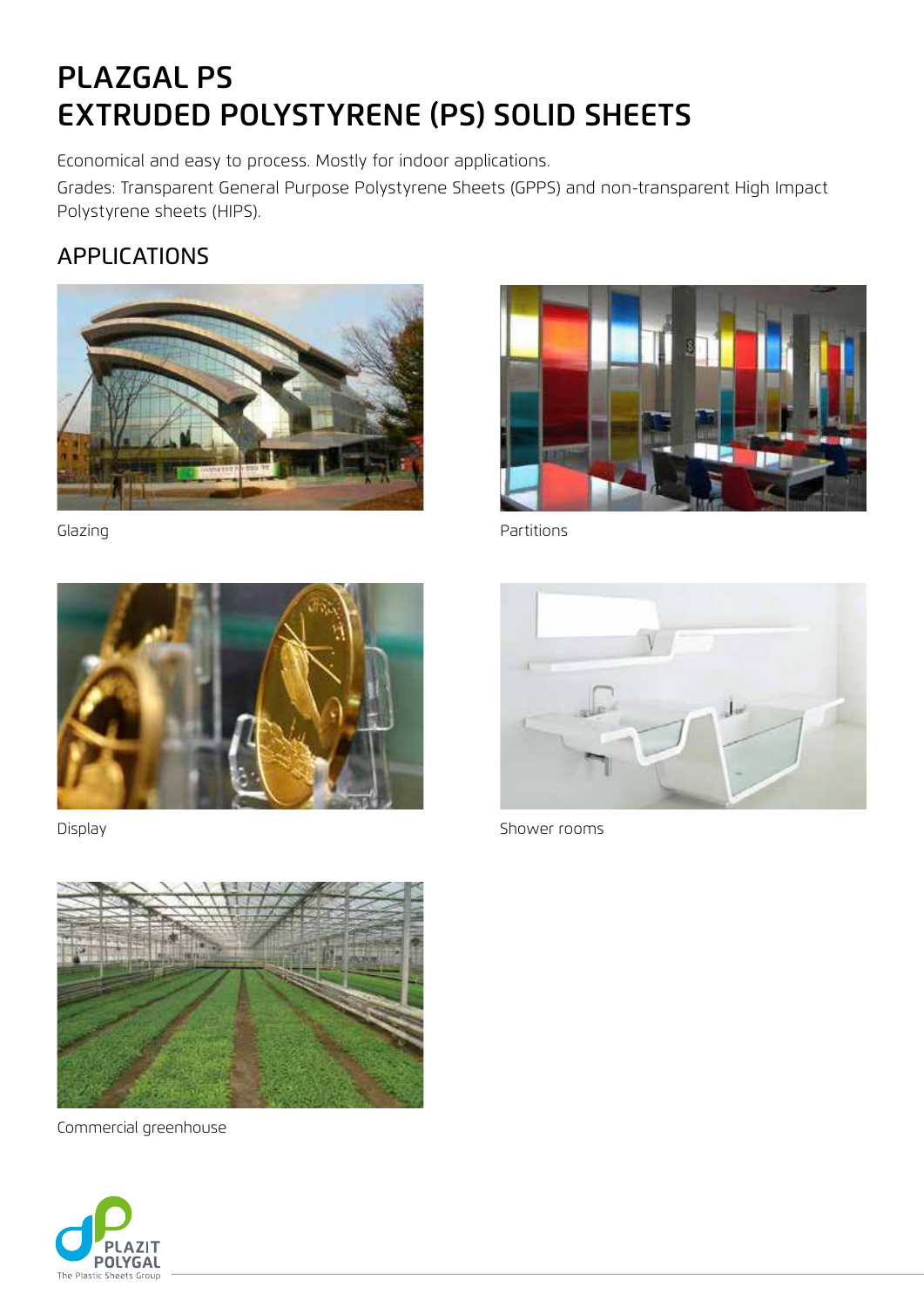# PLAZGAL PS
# EXTRUDED POLYSTYRENE (PS) SOLID SHEETS

Economical and easy to process. Mostly for indoor applications.

Grades: Transparent General Purpose Polystyrene Sheets (GPPS) and non-transparent High Impact Polystyrene sheets (HIPS).

## APPLICATIONS

Glazing

Partitions

Display

Shower rooms

Commercial greenhouse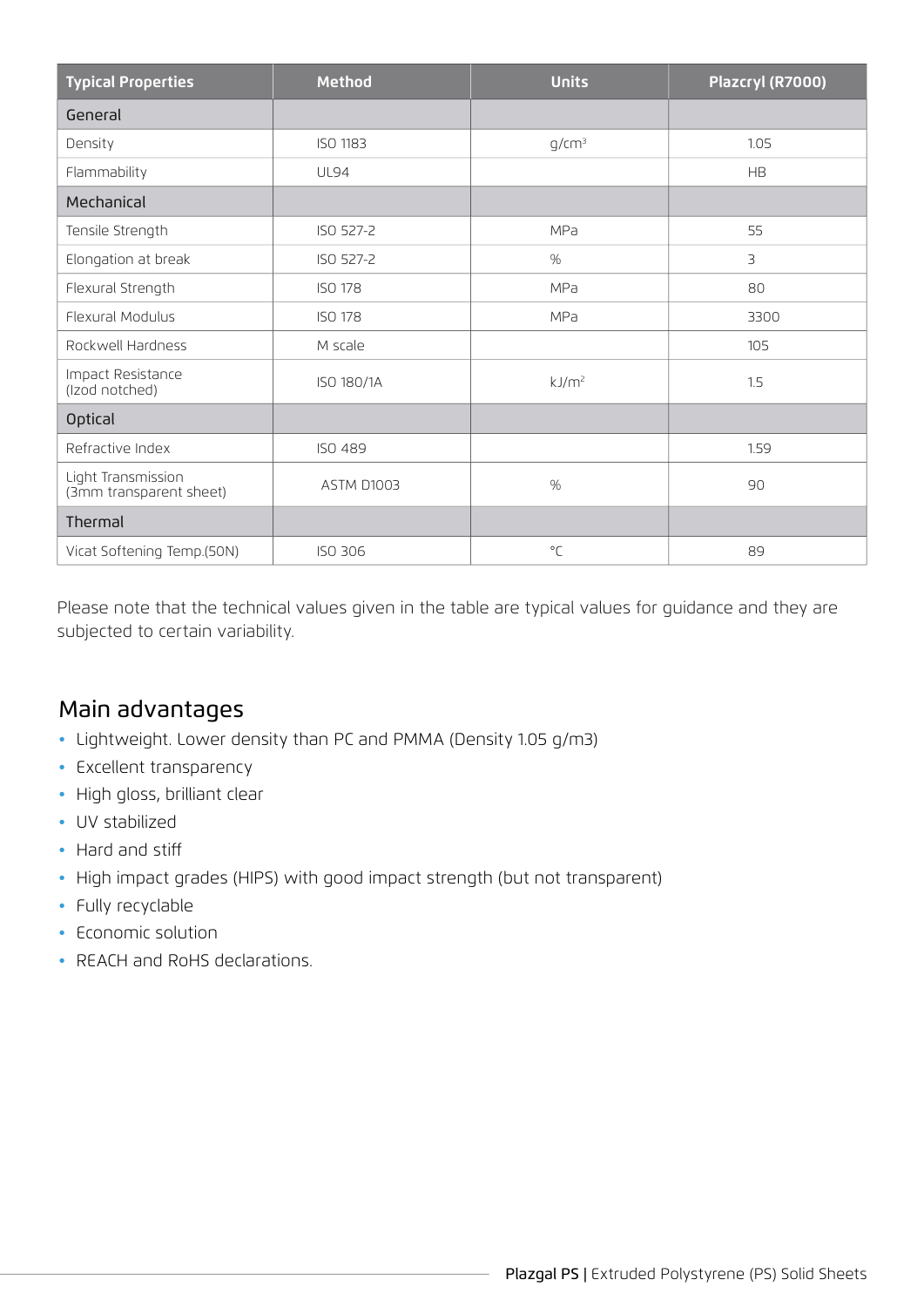| Typical Properties | Method | Units | Plazcryl (R7000) |
|---|---|---|---|
| **General** | | | |
| Density | ISO 1183 | g/cm³ | 1.05 |
| Flammability | UL94 | | HB |
| **Mechanical** | | | |
| Tensile Strength | ISO 527-2 | MPa | 55 |
| Elongation at break | ISO 527-2 | % | 3 |
| Flexural Strength | ISO 178 | MPa | 80 |
| Flexural Modulus | ISO 178 | MPa | 3300 |
| Rockwell Hardness | M scale | | 105 |
| Impact Resistance (Izod notched) | ISO 180/1A | kJ/m² | 1.5 |
| **Optical** | | | |
| Refractive Index | ISO 489 | | 1.59 |
| Light Transmission (3mm transparent sheet) | ASTM D1003 | % | 90 |
| **Thermal** | | | |
| Vicat Softening Temp.(50N) | ISO 306 | °C | 89 |

Please note that the technical values given in the table are typical values for guidance and they are subjected to certain variability.

## Main advantages

- Lightweight. Lower density than PC and PMMA (Density 1.05 g/m3)
- Excellent transparency
- High gloss, brilliant clear
- UV stabilized
- Hard and stiff
- High impact grades (HIPS) with good impact strength (but not transparent)
- Fully recyclable
- Economic solution
- REACH and RoHS declarations.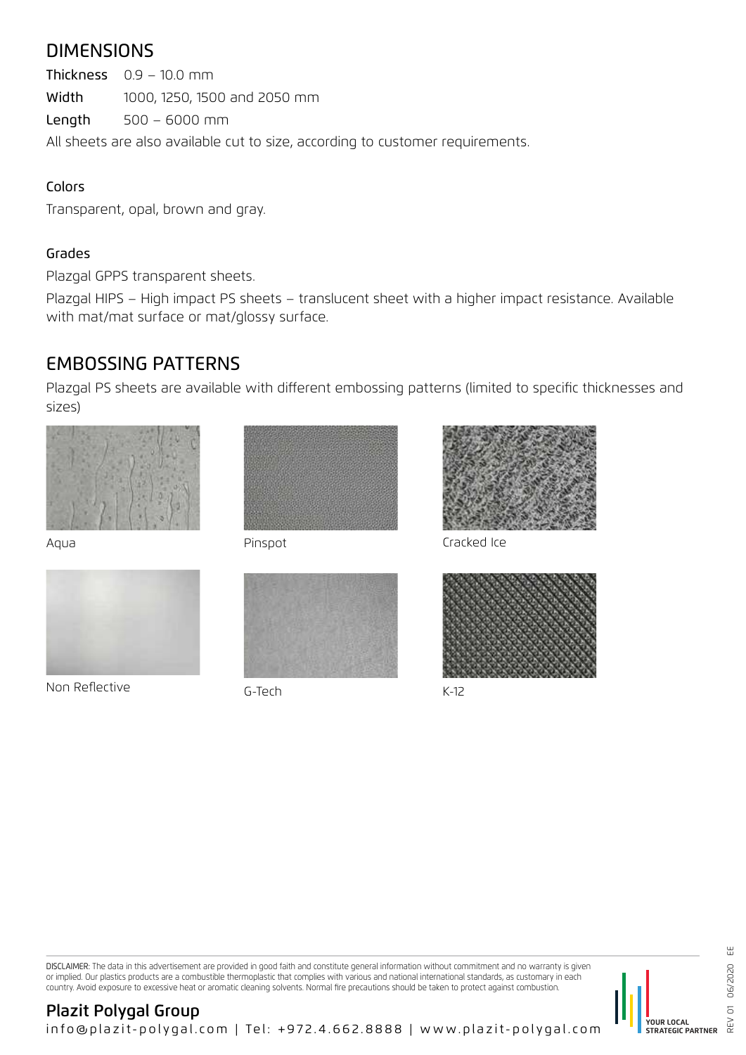## DIMENSIONS

**Thickness** 0.9 – 10.0 mm

**Width** 1000, 1250, 1500 and 2050 mm

**Length** 500 – 6000 mm

All sheets are also available cut to size, according to customer requirements.

### Colors

Transparent, opal, brown and gray.

### Grades

Plazgal GPPS transparent sheets.

Plazgal HIPS – High impact PS sheets – translucent sheet with a higher impact resistance. Available with mat/mat surface or mat/glossy surface.

## EMBOSSING PATTERNS

Plazgal PS sheets are available with different embossing patterns (limited to specific thicknesses and sizes)

Aqua

Pinspot

Cracked Ice

Non Reflective

G-Tech

K-12

DISCLAIMER: The data in this advertisement are provided in good faith and constitute general information without commitment and no warranty is given or implied. Our plastics products are a combustible thermoplastic that complies with various and national international standards, as customary in each country. Avoid exposure to excessive heat or aromatic cleaning solvents. Normal fire precautions should be taken to protect against combustion.

**Plazit Polygal Group**

info@plazit-polygal.com | Tel: +972.4.662.8888 | www.plazit-polygal.com

YOUR LOCAL STRATEGIC PARTNER

REV 01 06/2020 EE